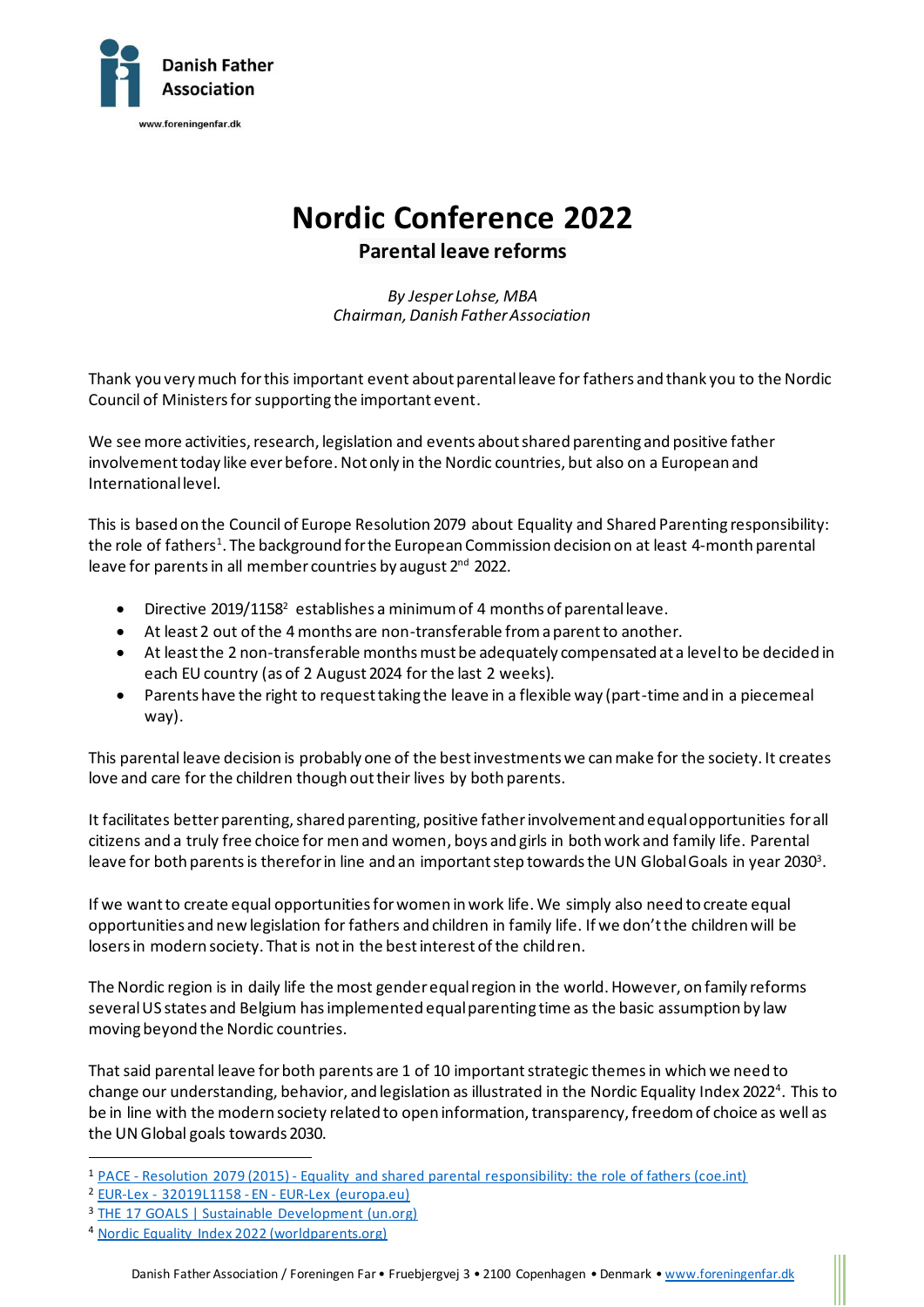Danish Father Association

www.foreningenfar.dk

# Nordic Conference 2022

## Parental leave reforms

*By Jesper Lohse, MBA*
*Chairman, Danish Father Association*

Thank you very much for this important event about parental leave for fathers and thank you to the Nordic Council of Ministers for supporting the important event.

We see more activities, research, legislation and events about shared parenting and positive father involvement today like ever before. Not only in the Nordic countries, but also on a European and International level.

This is based on the Council of Europe Resolution 2079 about Equality and Shared Parenting responsibility: the role of fathers[1]. The background for the European Commission decision on at least 4-month parental leave for parents in all member countries by august 2nd 2022.

- Directive 2019/1158[2] establishes a minimum of 4 months of parental leave.
- At least 2 out of the 4 months are non-transferable from a parent to another.
- At least the 2 non-transferable months must be adequately compensated at a level to be decided in each EU country (as of 2 August 2024 for the last 2 weeks).
- Parents have the right to request taking the leave in a flexible way (part-time and in a piecemeal way).

This parental leave decision is probably one of the best investments we can make for the society. It creates love and care for the children though out their lives by both parents.

It facilitates better parenting, shared parenting, positive father involvement and equal opportunities for all citizens and a truly free choice for men and women, boys and girls in both work and family life. Parental leave for both parents is therefor in line and an important step towards the UN Global Goals in year 2030[3].

If we want to create equal opportunities for women in work life. We simply also need to create equal opportunities and new legislation for fathers and children in family life. If we don't the children will be losers in modern society. That is not in the best interest of the children.

The Nordic region is in daily life the most gender equal region in the world. However, on family reforms several US states and Belgium has implemented equal parenting time as the basic assumption by law moving beyond the Nordic countries.

That said parental leave for both parents are 1 of 10 important strategic themes in which we need to change our understanding, behavior, and legislation as illustrated in the Nordic Equality Index 2022[4]. This to be in line with the modern society related to open information, transparency, freedom of choice as well as the UN Global goals towards 2030.

---

[1] PACE - Resolution 2079 (2015) - Equality and shared parental responsibility: the role of fathers (coe.int)
[2] EUR-Lex - 32019L1158 - EN - EUR-Lex (europa.eu)
[3] THE 17 GOALS | Sustainable Development (un.org)
[4] Nordic Equality Index 2022 (worldparents.org)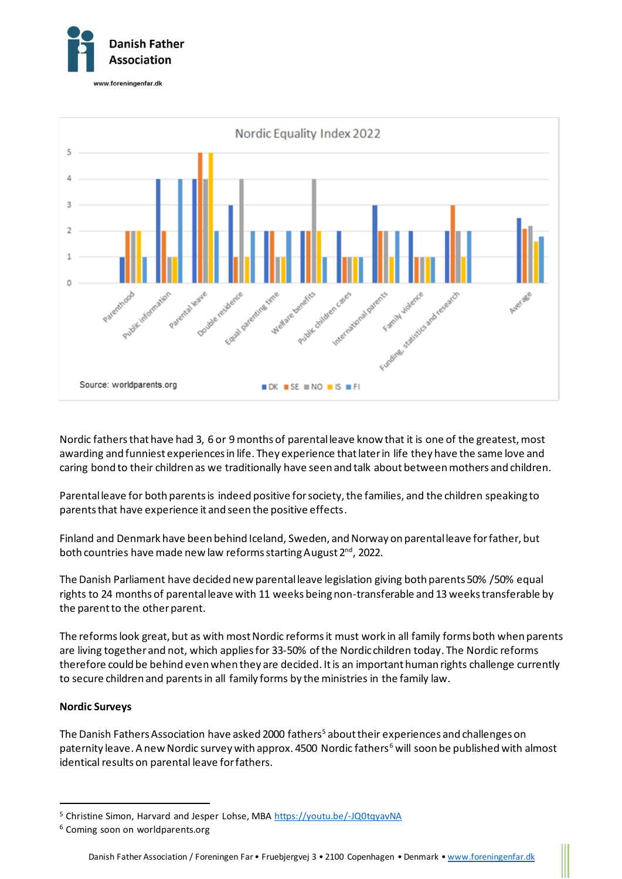Nordic Equality Index 2022

Source: worldparents.org

Nordic fathers that have had 3, 6 or 9 months of parental leave know that it is one of the greatest, most awarding and funniest experiences in life. They experience that later in life they have the same love and caring bond to their children as we traditionally have seen and talk about between mothers and children.

Parental leave for both parents is indeed positive for society, the families, and the children speaking to parents that have experience it and seen the positive effects.

Finland and Denmark have been behind Iceland, Sweden, and Norway on parental leave for father, but both countries have made new law reforms starting August 2nd, 2022.

The Danish Parliament have decided new parental leave legislation giving both parents 50% /50% equal rights to 24 months of parental leave with 11 weeks being non-transferable and 13 weeks transferable by the parent to the other parent.

The reforms look great, but as with most Nordic reforms it must work in all family forms both when parents are living together and not, which applies for 33-50% of the Nordic children today. The Nordic reforms therefore could be behind even when they are decided. It is an important human rights challenge currently to secure children and parents in all family forms by the ministries in the family law.

**Nordic Surveys**

The Danish Fathers Association have asked 2000 fathers[5] about their experiences and challenges on paternity leave. A new Nordic survey with approx. 4500 Nordic fathers[6] will soon be published with almost identical results on parental leave for fathers.

[5] Christine Simon, Harvard and Jesper Lohse, MBA https://youtu.be/-JQ0tqyavNA

[6] Coming soon on worldparents.org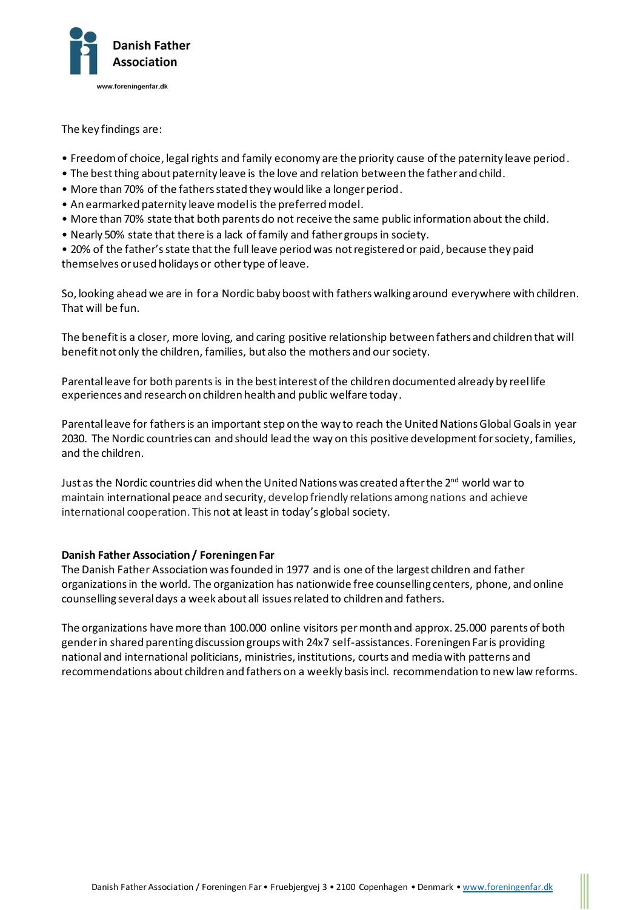The key findings are:

- Freedom of choice, legal rights and family economy are the priority cause of the paternity leave period.
- The best thing about paternity leave is the love and relation between the father and child.
- More than 70% of the fathers stated they would like a longer period.
- An earmarked paternity leave model is the preferred model.
- More than 70% state that both parents do not receive the same public information about the child.
- Nearly 50% state that there is a lack of family and father groups in society.
- 20% of the father's state that the full leave period was not registered or paid, because they paid themselves or used holidays or other type of leave.

So, looking ahead we are in for a Nordic baby boost with fathers walking around everywhere with children. That will be fun.

The benefit is a closer, more loving, and caring positive relationship between fathers and children that will benefit not only the children, families, but also the mothers and our society.

Parental leave for both parents is in the best interest of the children documented already by reel life experiences and research on children health and public welfare today.

Parental leave for fathers is an important step on the way to reach the United Nations Global Goals in year 2030. The Nordic countries can and should lead the way on this positive development for society, families, and the children.

Just as the Nordic countries did when the United Nations was created after the 2nd world war to maintain international peace and security, develop friendly relations among nations and achieve international cooperation. This not at least in today's global society.

**Danish Father Association / Foreningen Far**
The Danish Father Association was founded in 1977 and is one of the largest children and father organizations in the world. The organization has nationwide free counselling centers, phone, and online counselling several days a week about all issues related to children and fathers.

The organizations have more than 100.000 online visitors per month and approx. 25.000 parents of both gender in shared parenting discussion groups with 24x7 self-assistances. Foreningen Far is providing national and international politicians, ministries, institutions, courts and media with patterns and recommendations about children and fathers on a weekly basis incl. recommendation to new law reforms.